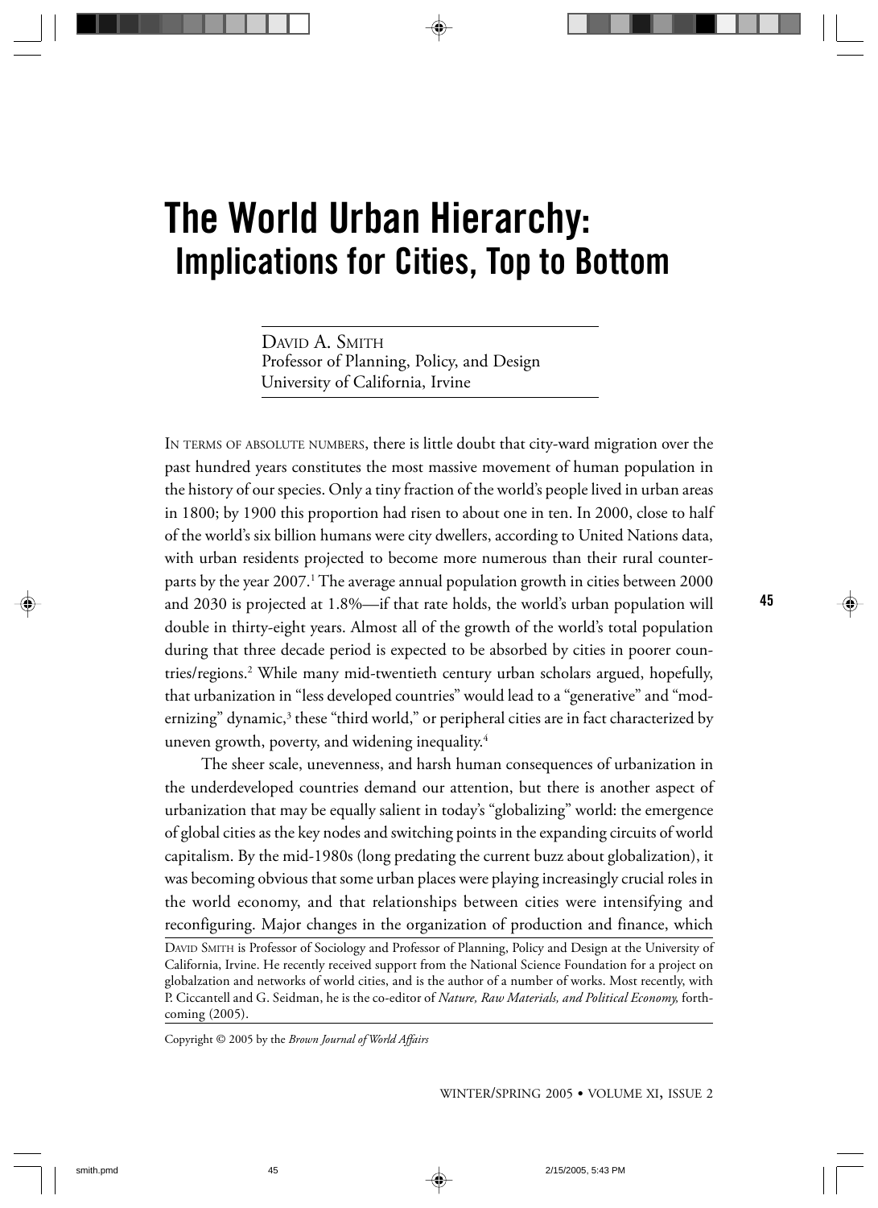# The World Urban Hierarchy: Implications for Cities, Top to Bottom

David A. Smith
Professor of Planning, Policy, and Design
University of California, Irvine

In terms of absolute numbers, there is little doubt that city-ward migration over the past hundred years constitutes the most massive movement of human population in the history of our species. Only a tiny fraction of the world's people lived in urban areas in 1800; by 1900 this proportion had risen to about one in ten. In 2000, close to half of the world's six billion humans were city dwellers, according to United Nations data, with urban residents projected to become more numerous than their rural counterparts by the year 2007.[1] The average annual population growth in cities between 2000 and 2030 is projected at 1.8%—if that rate holds, the world's urban population will double in thirty-eight years. Almost all of the growth of the world's total population during that three decade period is expected to be absorbed by cities in poorer countries/regions.[2] While many mid-twentieth century urban scholars argued, hopefully, that urbanization in "less developed countries" would lead to a "generative" and "modernizing" dynamic,[3] these "third world," or peripheral cities are in fact characterized by uneven growth, poverty, and widening inequality.[4]

The sheer scale, unevenness, and harsh human consequences of urbanization in the underdeveloped countries demand our attention, but there is another aspect of urbanization that may be equally salient in today's "globalizing" world: the emergence of global cities as the key nodes and switching points in the expanding circuits of world capitalism. By the mid-1980s (long predating the current buzz about globalization), it was becoming obvious that some urban places were playing increasingly crucial roles in the world economy, and that relationships between cities were intensifying and reconfiguring. Major changes in the organization of production and finance, which

David Smith is Professor of Sociology and Professor of Planning, Policy and Design at the University of California, Irvine. He recently received support from the National Science Foundation for a project on globalzation and networks of world cities, and is the author of a number of works. Most recently, with P. Ciccantell and G. Seidman, he is the co-editor of *Nature, Raw Materials, and Political Economy*, forthcoming (2005).

Copyright © 2005 by the *Brown Journal of World Affairs*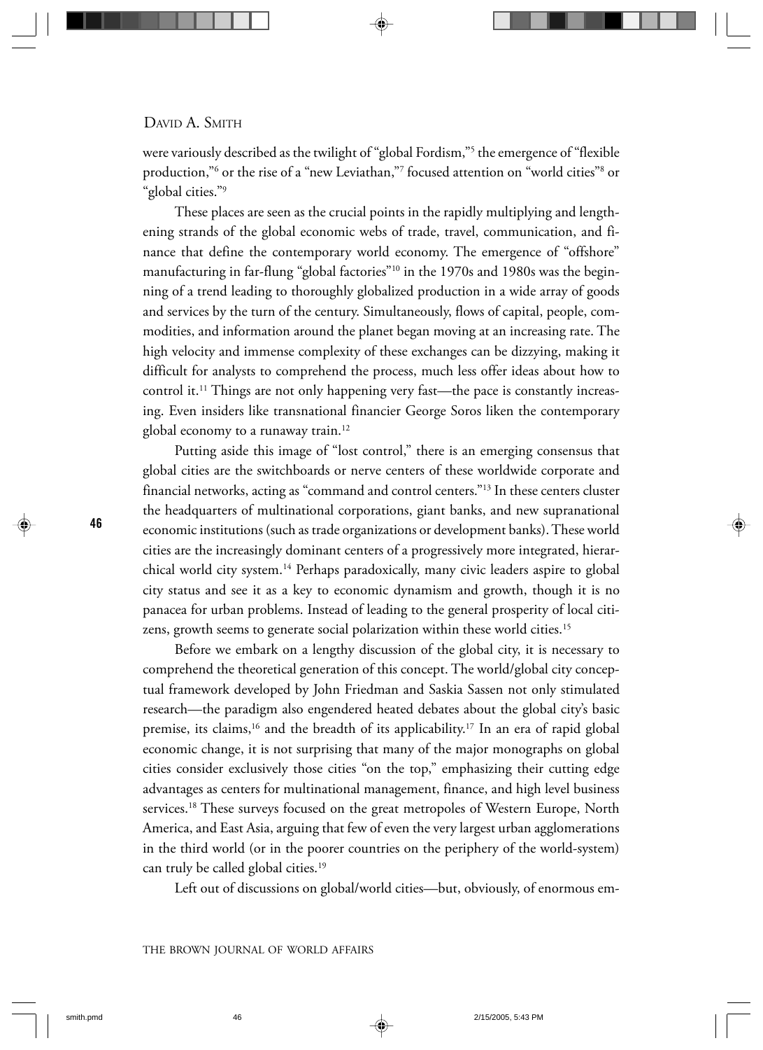were variously described as the twilight of "global Fordism,"[5] the emergence of "flexible production,"[6] or the rise of a "new Leviathan,"[7] focused attention on "world cities"[8] or "global cities."[9]

These places are seen as the crucial points in the rapidly multiplying and lengthening strands of the global economic webs of trade, travel, communication, and finance that define the contemporary world economy. The emergence of "offshore" manufacturing in far-flung "global factories"[10] in the 1970s and 1980s was the beginning of a trend leading to thoroughly globalized production in a wide array of goods and services by the turn of the century. Simultaneously, flows of capital, people, commodities, and information around the planet began moving at an increasing rate. The high velocity and immense complexity of these exchanges can be dizzying, making it difficult for analysts to comprehend the process, much less offer ideas about how to control it.[11] Things are not only happening very fast—the pace is constantly increasing. Even insiders like transnational financier George Soros liken the contemporary global economy to a runaway train.[12]

Putting aside this image of "lost control," there is an emerging consensus that global cities are the switchboards or nerve centers of these worldwide corporate and financial networks, acting as "command and control centers."[13] In these centers cluster the headquarters of multinational corporations, giant banks, and new supranational economic institutions (such as trade organizations or development banks). These world cities are the increasingly dominant centers of a progressively more integrated, hierarchical world city system.[14] Perhaps paradoxically, many civic leaders aspire to global city status and see it as a key to economic dynamism and growth, though it is no panacea for urban problems. Instead of leading to the general prosperity of local citizens, growth seems to generate social polarization within these world cities.[15]

Before we embark on a lengthy discussion of the global city, it is necessary to comprehend the theoretical generation of this concept. The world/global city conceptual framework developed by John Friedman and Saskia Sassen not only stimulated research—the paradigm also engendered heated debates about the global city's basic premise, its claims,[16] and the breadth of its applicability.[17] In an era of rapid global economic change, it is not surprising that many of the major monographs on global cities consider exclusively those cities "on the top," emphasizing their cutting edge advantages as centers for multinational management, finance, and high level business services.[18] These surveys focused on the great metropoles of Western Europe, North America, and East Asia, arguing that few of even the very largest urban agglomerations in the third world (or in the poorer countries on the periphery of the world-system) can truly be called global cities.[19]

Left out of discussions on global/world cities—but, obviously, of enormous em-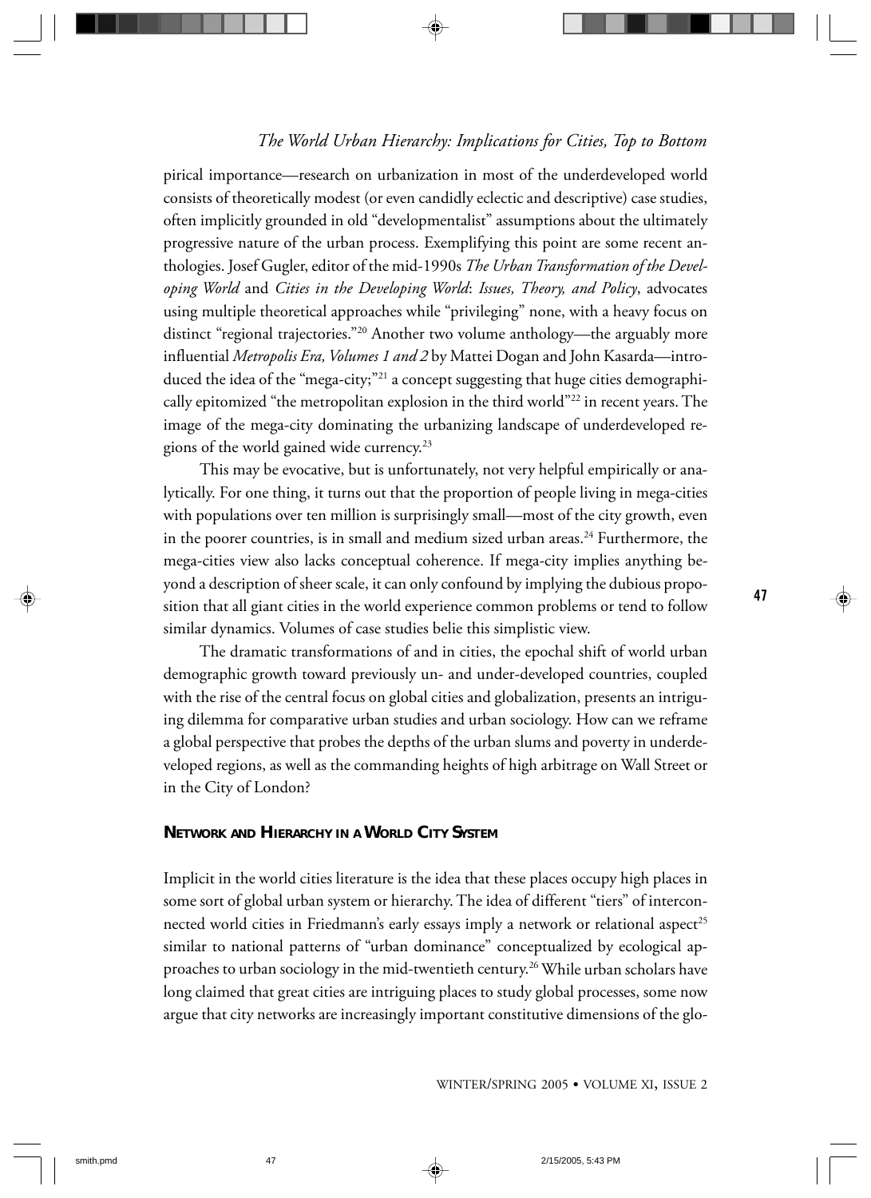pirical importance—research on urbanization in most of the underdeveloped world consists of theoretically modest (or even candidly eclectic and descriptive) case studies, often implicitly grounded in old "developmentalist" assumptions about the ultimately progressive nature of the urban process. Exemplifying this point are some recent anthologies. Josef Gugler, editor of the mid-1990s *The Urban Transformation of the Developing World* and *Cities in the Developing World*: *Issues, Theory, and Policy*, advocates using multiple theoretical approaches while "privileging" none, with a heavy focus on distinct "regional trajectories."[20] Another two volume anthology—the arguably more influential *Metropolis Era, Volumes 1 and 2* by Mattei Dogan and John Kasarda—introduced the idea of the "mega-city;"[21] a concept suggesting that huge cities demographically epitomized "the metropolitan explosion in the third world"[22] in recent years. The image of the mega-city dominating the urbanizing landscape of underdeveloped regions of the world gained wide currency.[23]

This may be evocative, but is unfortunately, not very helpful empirically or analytically. For one thing, it turns out that the proportion of people living in mega-cities with populations over ten million is surprisingly small—most of the city growth, even in the poorer countries, is in small and medium sized urban areas.[24] Furthermore, the mega-cities view also lacks conceptual coherence. If mega-city implies anything beyond a description of sheer scale, it can only confound by implying the dubious proposition that all giant cities in the world experience common problems or tend to follow similar dynamics. Volumes of case studies belie this simplistic view.

The dramatic transformations of and in cities, the epochal shift of world urban demographic growth toward previously un- and under-developed countries, coupled with the rise of the central focus on global cities and globalization, presents an intriguing dilemma for comparative urban studies and urban sociology. How can we reframe a global perspective that probes the depths of the urban slums and poverty in underdeveloped regions, as well as the commanding heights of high arbitrage on Wall Street or in the City of London?

## Network and Hierarchy in a World City System

Implicit in the world cities literature is the idea that these places occupy high places in some sort of global urban system or hierarchy. The idea of different "tiers" of interconnected world cities in Friedmann's early essays imply a network or relational aspect[25] similar to national patterns of "urban dominance" conceptualized by ecological approaches to urban sociology in the mid-twentieth century.[26] While urban scholars have long claimed that great cities are intriguing places to study global processes, some now argue that city networks are increasingly important constitutive dimensions of the glo-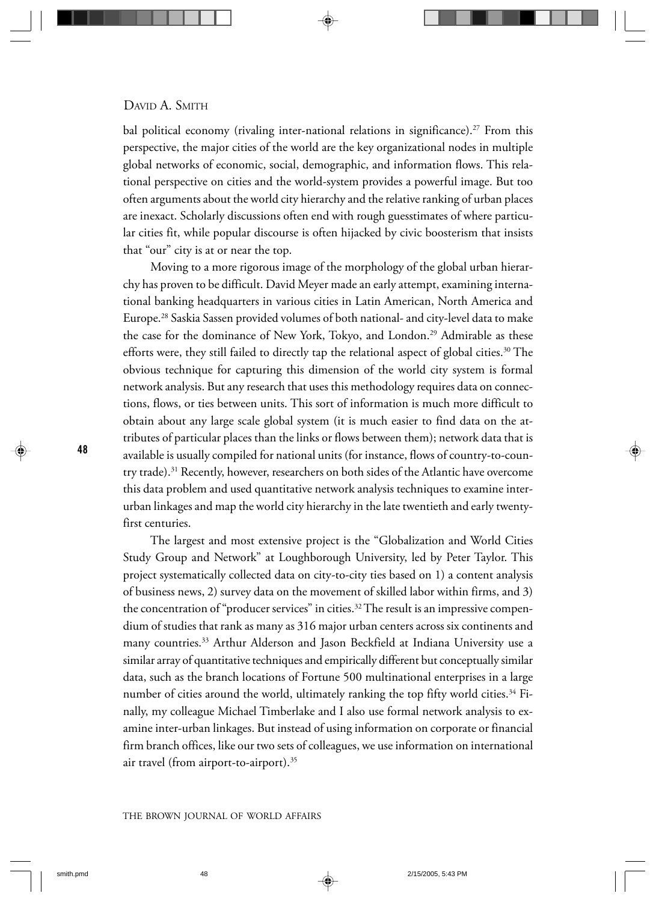bal political economy (rivaling inter-national relations in significance).[27] From this perspective, the major cities of the world are the key organizational nodes in multiple global networks of economic, social, demographic, and information flows. This relational perspective on cities and the world-system provides a powerful image. But too often arguments about the world city hierarchy and the relative ranking of urban places are inexact. Scholarly discussions often end with rough guesstimates of where particular cities fit, while popular discourse is often hijacked by civic boosterism that insists that "our" city is at or near the top.

Moving to a more rigorous image of the morphology of the global urban hierarchy has proven to be difficult. David Meyer made an early attempt, examining international banking headquarters in various cities in Latin American, North America and Europe.[28] Saskia Sassen provided volumes of both national- and city-level data to make the case for the dominance of New York, Tokyo, and London.[29] Admirable as these efforts were, they still failed to directly tap the relational aspect of global cities.[30] The obvious technique for capturing this dimension of the world city system is formal network analysis. But any research that uses this methodology requires data on connections, flows, or ties between units. This sort of information is much more difficult to obtain about any large scale global system (it is much easier to find data on the attributes of particular places than the links or flows between them); network data that is available is usually compiled for national units (for instance, flows of country-to-country trade).[31] Recently, however, researchers on both sides of the Atlantic have overcome this data problem and used quantitative network analysis techniques to examine inter-urban linkages and map the world city hierarchy in the late twentieth and early twenty-first centuries.

The largest and most extensive project is the "Globalization and World Cities Study Group and Network" at Loughborough University, led by Peter Taylor. This project systematically collected data on city-to-city ties based on 1) a content analysis of business news, 2) survey data on the movement of skilled labor within firms, and 3) the concentration of "producer services" in cities.[32] The result is an impressive compendium of studies that rank as many as 316 major urban centers across six continents and many countries.[33] Arthur Alderson and Jason Beckfield at Indiana University use a similar array of quantitative techniques and empirically different but conceptually similar data, such as the branch locations of Fortune 500 multinational enterprises in a large number of cities around the world, ultimately ranking the top fifty world cities.[34] Finally, my colleague Michael Timberlake and I also use formal network analysis to examine inter-urban linkages. But instead of using information on corporate or financial firm branch offices, like our two sets of colleagues, we use information on international air travel (from airport-to-airport).[35]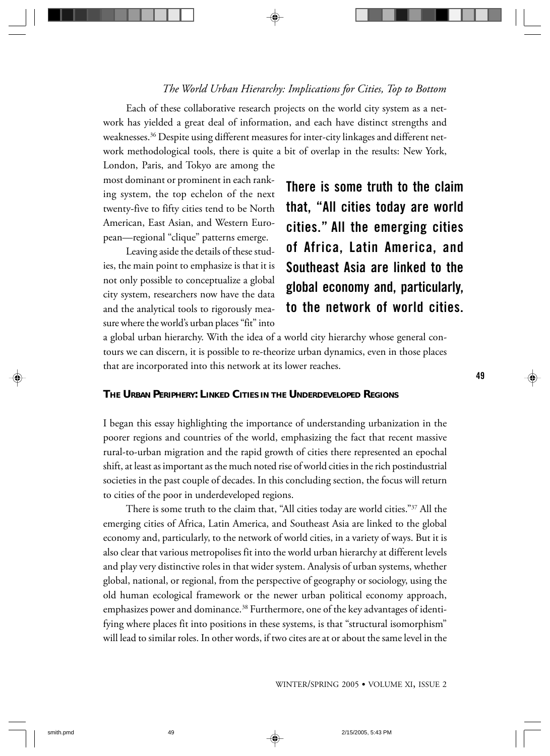Each of these collaborative research projects on the world city system as a network has yielded a great deal of information, and each have distinct strengths and weaknesses.[36] Despite using different measures for inter-city linkages and different network methodological tools, there is quite a bit of overlap in the results: New York, London, Paris, and Tokyo are among the most dominant or prominent in each ranking system, the top echelon of the next twenty-five to fifty cities tend to be North American, East Asian, and Western European—regional "clique" patterns emerge.

**There is some truth to the claim that, "All cities today are world cities." All the emerging cities of Africa, Latin America, and Southeast Asia are linked to the global economy and, particularly, to the network of world cities.**

Leaving aside the details of these studies, the main point to emphasize is that it is not only possible to conceptualize a global city system, researchers now have the data and the analytical tools to rigorously measure where the world's urban places "fit" into a global urban hierarchy. With the idea of a world city hierarchy whose general contours we can discern, it is possible to re-theorize urban dynamics, even in those places that are incorporated into this network at its lower reaches.

## The Urban Periphery: Linked Cities in the Underdeveloped Regions

I began this essay highlighting the importance of understanding urbanization in the poorer regions and countries of the world, emphasizing the fact that recent massive rural-to-urban migration and the rapid growth of cities there represented an epochal shift, at least as important as the much noted rise of world cities in the rich postindustrial societies in the past couple of decades. In this concluding section, the focus will return to cities of the poor in underdeveloped regions.

There is some truth to the claim that, "All cities today are world cities."[37] All the emerging cities of Africa, Latin America, and Southeast Asia are linked to the global economy and, particularly, to the network of world cities, in a variety of ways. But it is also clear that various metropolises fit into the world urban hierarchy at different levels and play very distinctive roles in that wider system. Analysis of urban systems, whether global, national, or regional, from the perspective of geography or sociology, using the old human ecological framework or the newer urban political economy approach, emphasizes power and dominance.[38] Furthermore, one of the key advantages of identifying where places fit into positions in these systems, is that "structural isomorphism" will lead to similar roles. In other words, if two cites are at or about the same level in the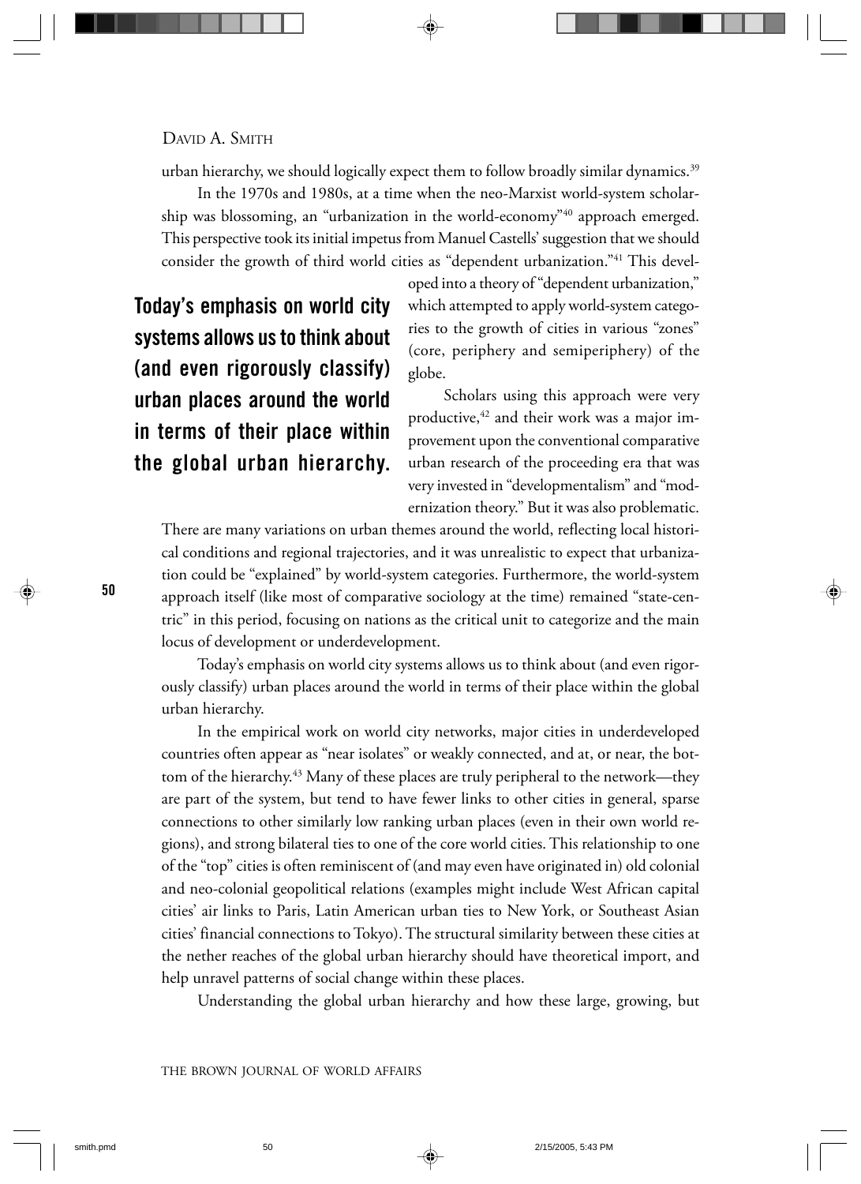urban hierarchy, we should logically expect them to follow broadly similar dynamics.[39]

In the 1970s and 1980s, at a time when the neo-Marxist world-system scholarship was blossoming, an "urbanization in the world-economy"[40] approach emerged. This perspective took its initial impetus from Manuel Castells' suggestion that we should consider the growth of third world cities as "dependent urbanization."[41] This developed into a theory of "dependent urbanization," which attempted to apply world-system categories to the growth of cities in various "zones" (core, periphery and semiperiphery) of the globe.

Scholars using this approach were very productive,[42] and their work was a major improvement upon the conventional comparative urban research of the proceeding era that was very invested in "developmentalism" and "modernization theory." But it was also problematic. There are many variations on urban themes around the world, reflecting local historical conditions and regional trajectories, and it was unrealistic to expect that urbanization could be "explained" by world-system categories. Furthermore, the world-system approach itself (like most of comparative sociology at the time) remained "state-centric" in this period, focusing on nations as the critical unit to categorize and the main locus of development or underdevelopment.

Today's emphasis on world city systems allows us to think about (and even rigorously classify) urban places around the world in terms of their place within the global urban hierarchy.

In the empirical work on world city networks, major cities in underdeveloped countries often appear as "near isolates" or weakly connected, and at, or near, the bottom of the hierarchy.[43] Many of these places are truly peripheral to the network—they are part of the system, but tend to have fewer links to other cities in general, sparse connections to other similarly low ranking urban places (even in their own world regions), and strong bilateral ties to one of the core world cities. This relationship to one of the "top" cities is often reminiscent of (and may even have originated in) old colonial and neo-colonial geopolitical relations (examples might include West African capital cities' air links to Paris, Latin American urban ties to New York, or Southeast Asian cities' financial connections to Tokyo). The structural similarity between these cities at the nether reaches of the global urban hierarchy should have theoretical import, and help unravel patterns of social change within these places.

Understanding the global urban hierarchy and how these large, growing, but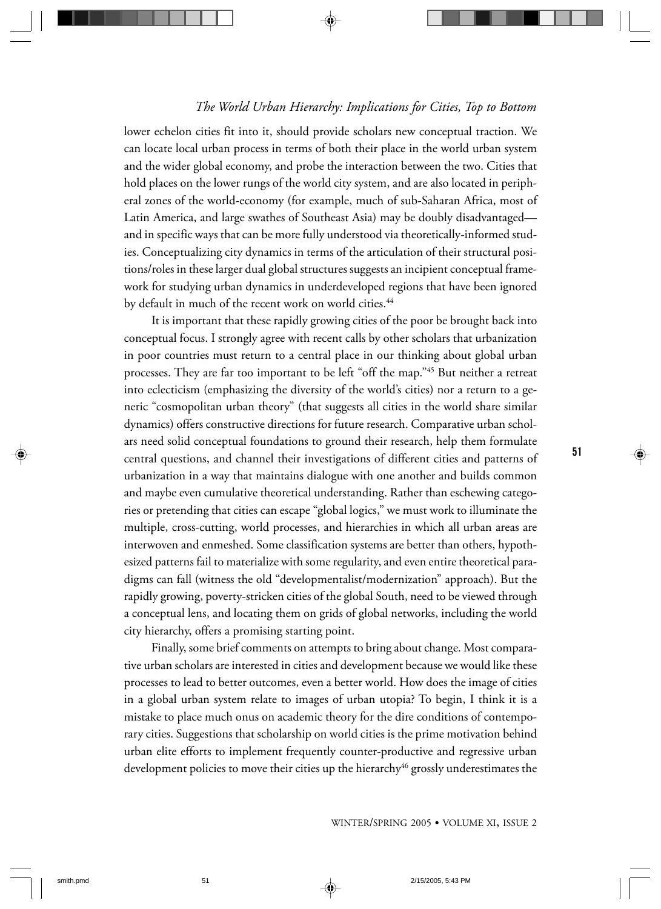lower echelon cities fit into it, should provide scholars new conceptual traction. We can locate local urban process in terms of both their place in the world urban system and the wider global economy, and probe the interaction between the two. Cities that hold places on the lower rungs of the world city system, and are also located in peripheral zones of the world-economy (for example, much of sub-Saharan Africa, most of Latin America, and large swathes of Southeast Asia) may be doubly disadvantaged—and in specific ways that can be more fully understood via theoretically-informed studies. Conceptualizing city dynamics in terms of the articulation of their structural positions/roles in these larger dual global structures suggests an incipient conceptual framework for studying urban dynamics in underdeveloped regions that have been ignored by default in much of the recent work on world cities.[44]

It is important that these rapidly growing cities of the poor be brought back into conceptual focus. I strongly agree with recent calls by other scholars that urbanization in poor countries must return to a central place in our thinking about global urban processes. They are far too important to be left "off the map."[45] But neither a retreat into eclecticism (emphasizing the diversity of the world's cities) nor a return to a generic "cosmopolitan urban theory" (that suggests all cities in the world share similar dynamics) offers constructive directions for future research. Comparative urban scholars need solid conceptual foundations to ground their research, help them formulate central questions, and channel their investigations of different cities and patterns of urbanization in a way that maintains dialogue with one another and builds common and maybe even cumulative theoretical understanding. Rather than eschewing categories or pretending that cities can escape "global logics," we must work to illuminate the multiple, cross-cutting, world processes, and hierarchies in which all urban areas are interwoven and enmeshed. Some classification systems are better than others, hypothesized patterns fail to materialize with some regularity, and even entire theoretical paradigms can fall (witness the old "developmentalist/modernization" approach). But the rapidly growing, poverty-stricken cities of the global South, need to be viewed through a conceptual lens, and locating them on grids of global networks, including the world city hierarchy, offers a promising starting point.

Finally, some brief comments on attempts to bring about change. Most comparative urban scholars are interested in cities and development because we would like these processes to lead to better outcomes, even a better world. How does the image of cities in a global urban system relate to images of urban utopia? To begin, I think it is a mistake to place much onus on academic theory for the dire conditions of contemporary cities. Suggestions that scholarship on world cities is the prime motivation behind urban elite efforts to implement frequently counter-productive and regressive urban development policies to move their cities up the hierarchy[46] grossly underestimates the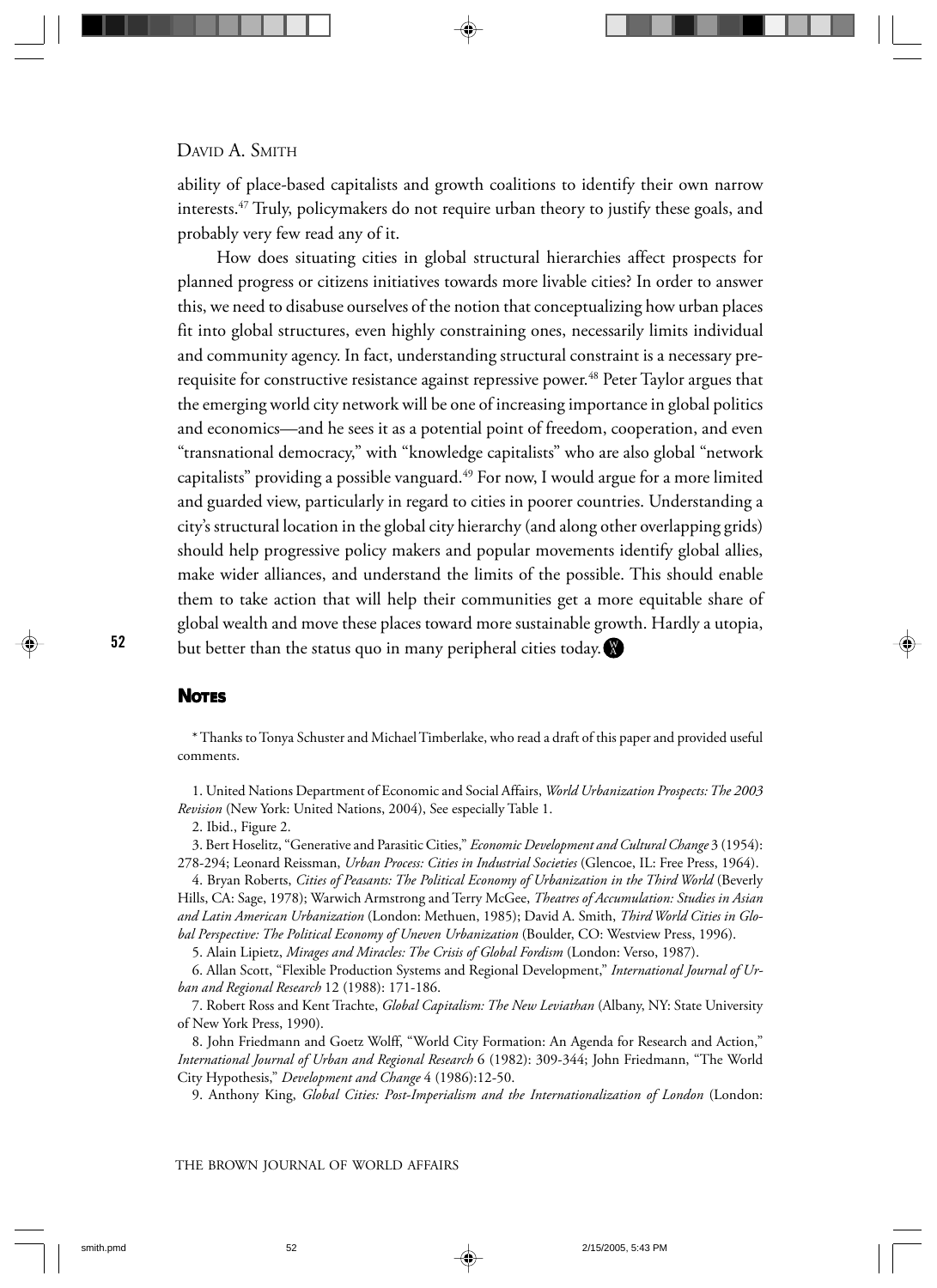ability of place-based capitalists and growth coalitions to identify their own narrow interests.[47] Truly, policymakers do not require urban theory to justify these goals, and probably very few read any of it.

How does situating cities in global structural hierarchies affect prospects for planned progress or citizens initiatives towards more livable cities? In order to answer this, we need to disabuse ourselves of the notion that conceptualizing how urban places fit into global structures, even highly constraining ones, necessarily limits individual and community agency. In fact, understanding structural constraint is a necessary prerequisite for constructive resistance against repressive power.[48] Peter Taylor argues that the emerging world city network will be one of increasing importance in global politics and economics—and he sees it as a potential point of freedom, cooperation, and even "transnational democracy," with "knowledge capitalists" who are also global "network capitalists" providing a possible vanguard.[49] For now, I would argue for a more limited and guarded view, particularly in regard to cities in poorer countries. Understanding a city's structural location in the global city hierarchy (and along other overlapping grids) should help progressive policy makers and popular movements identify global allies, make wider alliances, and understand the limits of the possible. This should enable them to take action that will help their communities get a more equitable share of global wealth and move these places toward more sustainable growth. Hardly a utopia, but better than the status quo in many peripheral cities today.

## Notes

\* Thanks to Tonya Schuster and Michael Timberlake, who read a draft of this paper and provided useful comments.

1. United Nations Department of Economic and Social Affairs, *World Urbanization Prospects: The 2003 Revision* (New York: United Nations, 2004), See especially Table 1.

2. Ibid., Figure 2.

3. Bert Hoselitz, "Generative and Parasitic Cities," *Economic Development and Cultural Change* 3 (1954): 278-294; Leonard Reissman, *Urban Process: Cities in Industrial Societies* (Glencoe, IL: Free Press, 1964).

4. Bryan Roberts, *Cities of Peasants: The Political Economy of Urbanization in the Third World* (Beverly Hills, CA: Sage, 1978); Warwich Armstrong and Terry McGee, *Theatres of Accumulation: Studies in Asian and Latin American Urbanization* (London: Methuen, 1985); David A. Smith, *Third World Cities in Global Perspective: The Political Economy of Uneven Urbanization* (Boulder, CO: Westview Press, 1996).

5. Alain Lipietz, *Mirages and Miracles: The Crisis of Global Fordism* (London: Verso, 1987).

6. Allan Scott, "Flexible Production Systems and Regional Development," *International Journal of Urban and Regional Research* 12 (1988): 171-186.

7. Robert Ross and Kent Trachte, *Global Capitalism: The New Leviathan* (Albany, NY: State University of New York Press, 1990).

8. John Friedmann and Goetz Wolff, "World City Formation: An Agenda for Research and Action," *International Journal of Urban and Regional Research* 6 (1982): 309-344; John Friedmann, "The World City Hypothesis," *Development and Change* 4 (1986):12-50.

9. Anthony King, *Global Cities: Post-Imperialism and the Internationalization of London* (London: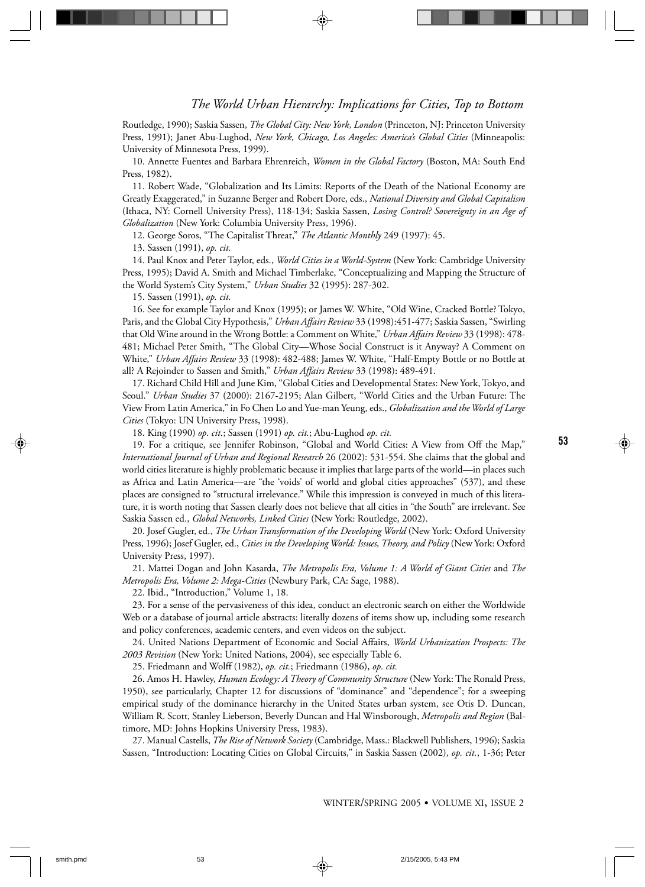Routledge, 1990); Saskia Sassen, *The Global City: New York, London* (Princeton, NJ: Princeton University Press, 1991); Janet Abu-Lughod, *New York, Chicago, Los Angeles: America's Global Cities* (Minneapolis: University of Minnesota Press, 1999).

10. Annette Fuentes and Barbara Ehrenreich, *Women in the Global Factory* (Boston, MA: South End Press, 1982).

11. Robert Wade, "Globalization and Its Limits: Reports of the Death of the National Economy are Greatly Exaggerated," in Suzanne Berger and Robert Dore, eds., *National Diversity and Global Capitalism* (Ithaca, NY: Cornell University Press), 118-134; Saskia Sassen, *Losing Control? Sovereignty in an Age of Globalization* (New York: Columbia University Press, 1996).

12. George Soros, "The Capitalist Threat," *The Atlantic Monthly* 249 (1997): 45.

13. Sassen (1991), *op. cit.*

14. Paul Knox and Peter Taylor, eds., *World Cities in a World-System* (New York: Cambridge University Press, 1995); David A. Smith and Michael Timberlake, "Conceptualizing and Mapping the Structure of the World System's City System," *Urban Studies* 32 (1995): 287-302.

15. Sassen (1991), *op. cit.*

16. See for example Taylor and Knox (1995); or James W. White, "Old Wine, Cracked Bottle? Tokyo, Paris, and the Global City Hypothesis," *Urban Affairs Review* 33 (1998):451-477; Saskia Sassen, "Swirling that Old Wine around in the Wrong Bottle: a Comment on White," *Urban Affairs Review* 33 (1998): 478-481; Michael Peter Smith, "The Global City—Whose Social Construct is it Anyway? A Comment on White," *Urban Affairs Review* 33 (1998): 482-488; James W. White, "Half-Empty Bottle or no Bottle at all? A Rejoinder to Sassen and Smith," *Urban Affairs Review* 33 (1998): 489-491.

17. Richard Child Hill and June Kim, "Global Cities and Developmental States: New York, Tokyo, and Seoul." *Urban Studies* 37 (2000): 2167-2195; Alan Gilbert, "World Cities and the Urban Future: The View From Latin America," in Fo Chen Lo and Yue-man Yeung, eds., *Globalization and the World of Large Cities* (Tokyo: UN University Press, 1998).

18. King (1990) *op. cit.*; Sassen (1991) *op. cit.*; Abu-Lughod *op. cit.*

19. For a critique, see Jennifer Robinson, "Global and World Cities: A View from Off the Map," *International Journal of Urban and Regional Research* 26 (2002): 531-554. She claims that the global and world cities literature is highly problematic because it implies that large parts of the world—in places such as Africa and Latin America—are "the 'voids' of world and global cities approaches" (537), and these places are consigned to "structural irrelevance." While this impression is conveyed in much of this literature, it is worth noting that Sassen clearly does not believe that all cities in "the South" are irrelevant. See Saskia Sassen ed., *Global Networks, Linked Cities* (New York: Routledge, 2002).

20. Josef Gugler, ed., *The Urban Transformation of the Developing World* (New York: Oxford University Press, 1996); Josef Gugler, ed., *Cities in the Developing World: Issues, Theory, and Policy* (New York: Oxford University Press, 1997).

21. Mattei Dogan and John Kasarda, *The Metropolis Era, Volume 1: A World of Giant Cities* and *The Metropolis Era, Volume 2: Mega-Cities* (Newbury Park, CA: Sage, 1988).

22. Ibid., "Introduction," Volume 1, 18.

23. For a sense of the pervasiveness of this idea, conduct an electronic search on either the Worldwide Web or a database of journal article abstracts: literally dozens of items show up, including some research and policy conferences, academic centers, and even videos on the subject.

24. United Nations Department of Economic and Social Affairs, *World Urbanization Prospects: The 2003 Revision* (New York: United Nations, 2004), see especially Table 6.

25. Friedmann and Wolff (1982), *op. cit.*; Friedmann (1986), *op. cit.*

26. Amos H. Hawley, *Human Ecology: A Theory of Community Structure* (New York: The Ronald Press, 1950), see particularly, Chapter 12 for discussions of "dominance" and "dependence"; for a sweeping empirical study of the dominance hierarchy in the United States urban system, see Otis D. Duncan, William R. Scott, Stanley Lieberson, Beverly Duncan and Hal Winsborough, *Metropolis and Region* (Baltimore, MD: Johns Hopkins University Press, 1983).

27. Manual Castells, *The Rise of Network Society* (Cambridge, Mass.: Blackwell Publishers, 1996); Saskia Sassen, "Introduction: Locating Cities on Global Circuits," in Saskia Sassen (2002), *op. cit.*, 1-36; Peter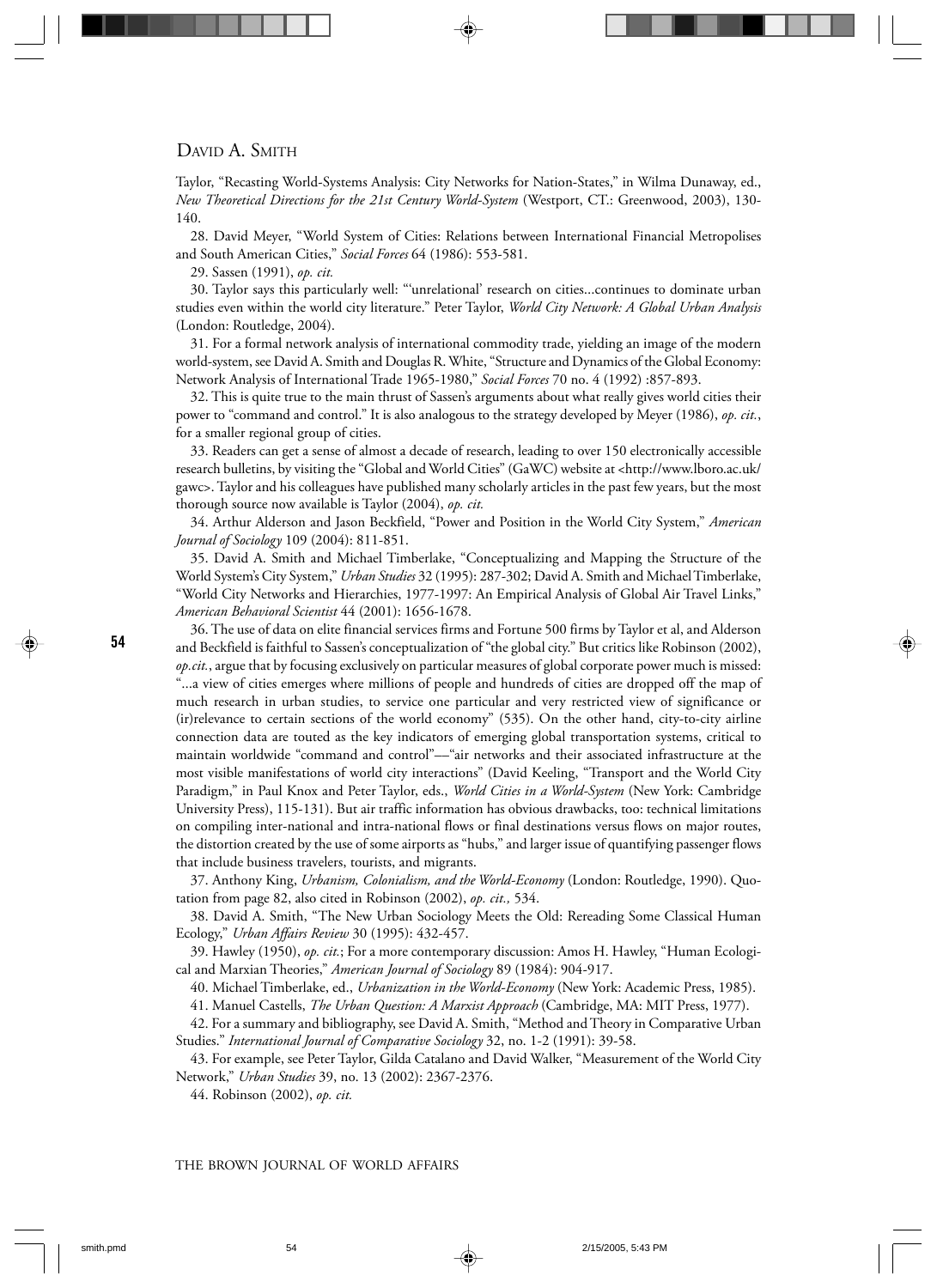Taylor, "Recasting World-Systems Analysis: City Networks for Nation-States," in Wilma Dunaway, ed., *New Theoretical Directions for the 21st Century World-System* (Westport, CT.: Greenwood, 2003), 130-140.

28. David Meyer, "World System of Cities: Relations between International Financial Metropolises and South American Cities," *Social Forces* 64 (1986): 553-581.

29. Sassen (1991), *op. cit.*

30. Taylor says this particularly well: "'unrelational' research on cities...continues to dominate urban studies even within the world city literature." Peter Taylor, *World City Network: A Global Urban Analysis* (London: Routledge, 2004).

31. For a formal network analysis of international commodity trade, yielding an image of the modern world-system, see David A. Smith and Douglas R. White, "Structure and Dynamics of the Global Economy: Network Analysis of International Trade 1965-1980," *Social Forces* 70 no. 4 (1992) :857-893.

32. This is quite true to the main thrust of Sassen's arguments about what really gives world cities their power to "command and control." It is also analogous to the strategy developed by Meyer (1986), *op. cit.*, for a smaller regional group of cities.

33. Readers can get a sense of almost a decade of research, leading to over 150 electronically accessible research bulletins, by visiting the "Global and World Cities" (GaWC) website at <http://www.lboro.ac.uk/gawc>. Taylor and his colleagues have published many scholarly articles in the past few years, but the most thorough source now available is Taylor (2004), *op. cit.*

34. Arthur Alderson and Jason Beckfield, "Power and Position in the World City System," *American Journal of Sociology* 109 (2004): 811-851.

35. David A. Smith and Michael Timberlake, "Conceptualizing and Mapping the Structure of the World System's City System," *Urban Studies* 32 (1995): 287-302; David A. Smith and Michael Timberlake, "World City Networks and Hierarchies, 1977-1997: An Empirical Analysis of Global Air Travel Links," *American Behavioral Scientist* 44 (2001): 1656-1678.

36. The use of data on elite financial services firms and Fortune 500 firms by Taylor et al, and Alderson and Beckfield is faithful to Sassen's conceptualization of "the global city." But critics like Robinson (2002), *op.cit.*, argue that by focusing exclusively on particular measures of global corporate power much is missed: "...a view of cities emerges where millions of people and hundreds of cities are dropped off the map of much research in urban studies, to service one particular and very restricted view of significance or (ir)relevance to certain sections of the world economy" (535). On the other hand, city-to-city airline connection data are touted as the key indicators of emerging global transportation systems, critical to maintain worldwide "command and control"—"air networks and their associated infrastructure at the most visible manifestations of world city interactions" (David Keeling, "Transport and the World City Paradigm," in Paul Knox and Peter Taylor, eds., *World Cities in a World-System* (New York: Cambridge University Press), 115-131). But air traffic information has obvious drawbacks, too: technical limitations on compiling inter-national and intra-national flows or final destinations versus flows on major routes, the distortion created by the use of some airports as "hubs," and larger issue of quantifying passenger flows that include business travelers, tourists, and migrants.

37. Anthony King, *Urbanism, Colonialism, and the World-Economy* (London: Routledge, 1990). Quotation from page 82, also cited in Robinson (2002), *op. cit.,* 534.

38. David A. Smith, "The New Urban Sociology Meets the Old: Rereading Some Classical Human Ecology," *Urban Affairs Review* 30 (1995): 432-457.

39. Hawley (1950), *op. cit.*; For a more contemporary discussion: Amos H. Hawley, "Human Ecological and Marxian Theories," *American Journal of Sociology* 89 (1984): 904-917.

40. Michael Timberlake, ed., *Urbanization in the World-Economy* (New York: Academic Press, 1985).

41. Manuel Castells, *The Urban Question: A Marxist Approach* (Cambridge, MA: MIT Press, 1977).

42. For a summary and bibliography, see David A. Smith, "Method and Theory in Comparative Urban Studies." *International Journal of Comparative Sociology* 32, no. 1-2 (1991): 39-58.

43. For example, see Peter Taylor, Gilda Catalano and David Walker, "Measurement of the World City Network," *Urban Studies* 39, no. 13 (2002): 2367-2376.

44. Robinson (2002), *op. cit.*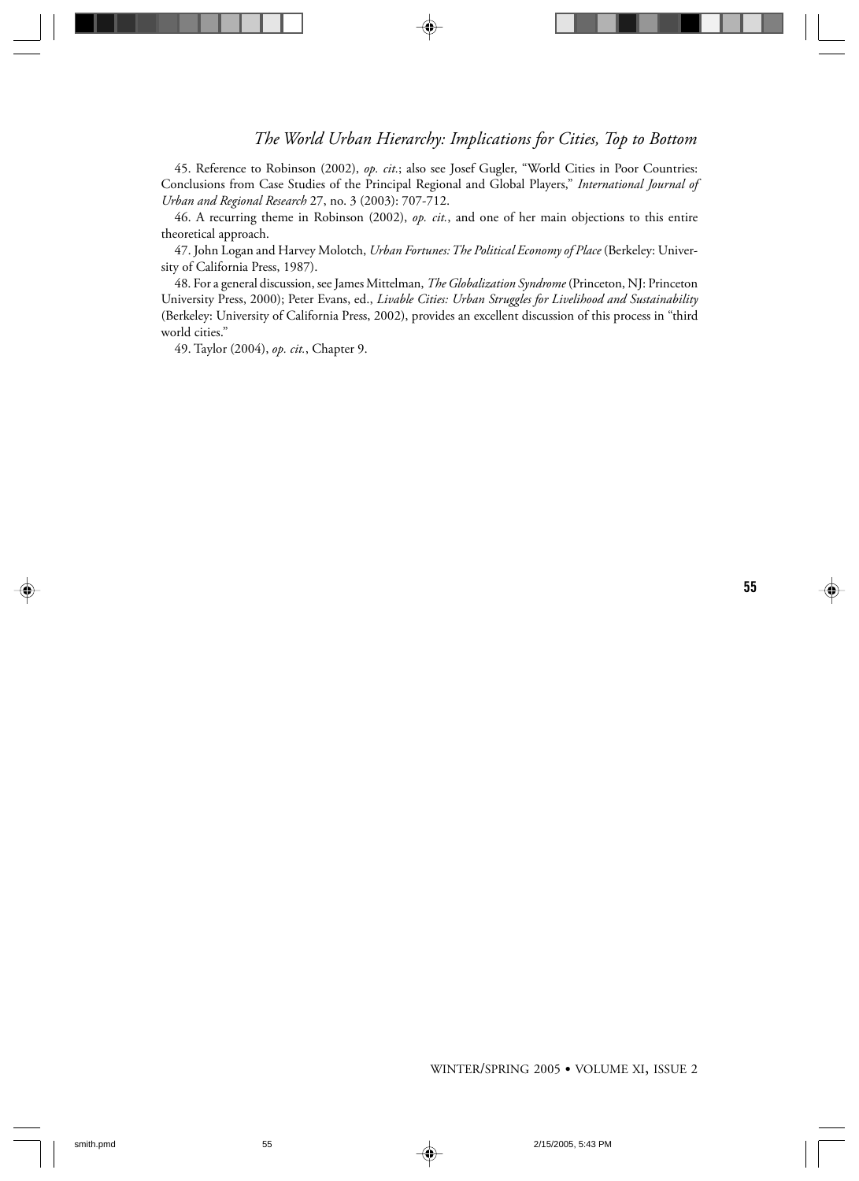45. Reference to Robinson (2002), *op. cit.*; also see Josef Gugler, "World Cities in Poor Countries: Conclusions from Case Studies of the Principal Regional and Global Players," *International Journal of Urban and Regional Research* 27, no. 3 (2003): 707-712.

46. A recurring theme in Robinson (2002), *op. cit.*, and one of her main objections to this entire theoretical approach.

47. John Logan and Harvey Molotch, *Urban Fortunes: The Political Economy of Place* (Berkeley: University of California Press, 1987).

48. For a general discussion, see James Mittelman, *The Globalization Syndrome* (Princeton, NJ: Princeton University Press, 2000); Peter Evans, ed., *Livable Cities: Urban Struggles for Livelihood and Sustainability* (Berkeley: University of California Press, 2002), provides an excellent discussion of this process in "third world cities."

49. Taylor (2004), *op. cit.*, Chapter 9.